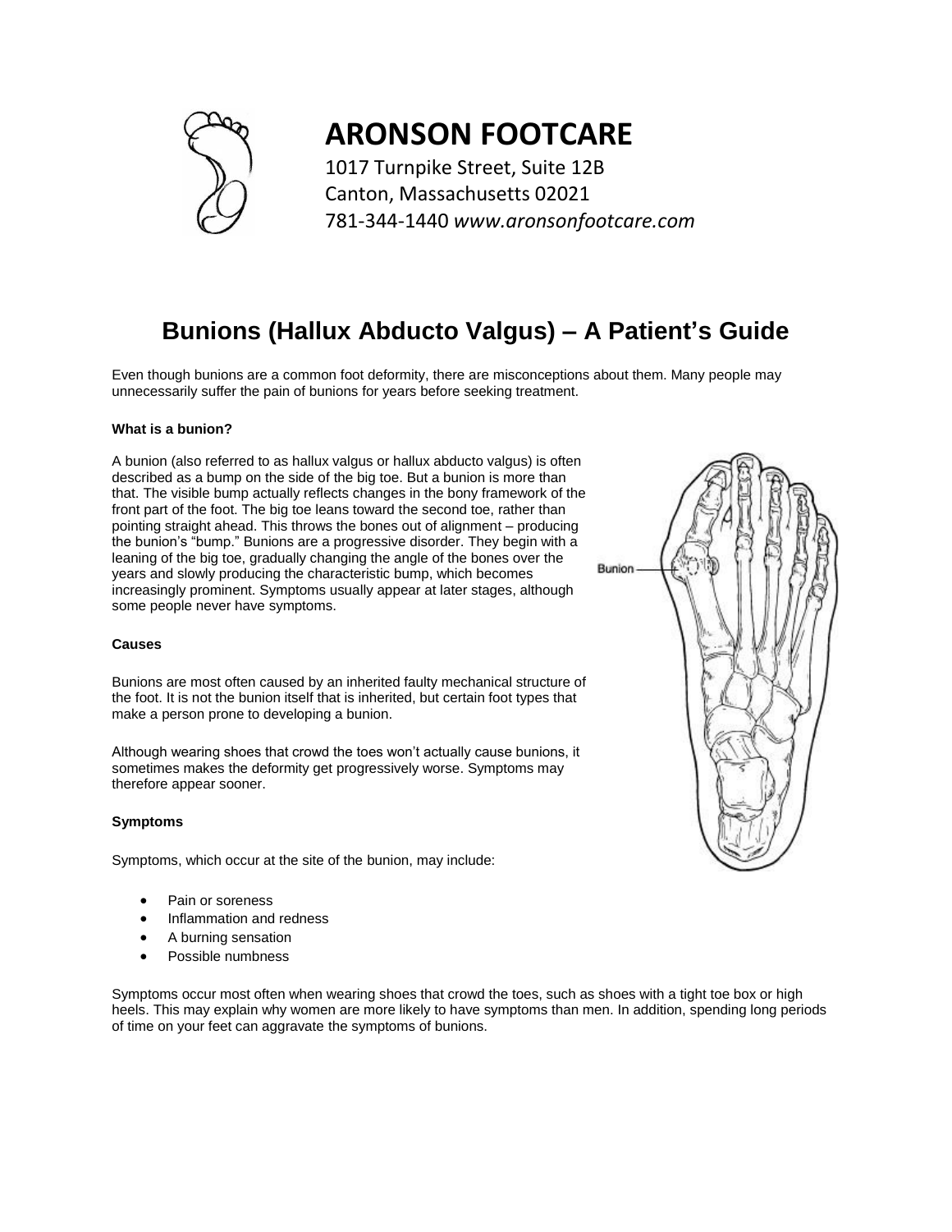# ARONSON FOOTCARE

1017 Turnpike Street, Suite 12B
Canton, Massachusetts 02021
781-344-1440 *www.aronsonfootcare.com*

## Bunions (Hallux Abducto Valgus) – A Patient's Guide

Even though bunions are a common foot deformity, there are misconceptions about them. Many people may unnecessarily suffer the pain of bunions for years before seeking treatment.

**What is a bunion?**

A bunion (also referred to as hallux valgus or hallux abducto valgus) is often described as a bump on the side of the big toe. But a bunion is more than that. The visible bump actually reflects changes in the bony framework of the front part of the foot. The big toe leans toward the second toe, rather than pointing straight ahead. This throws the bones out of alignment – producing the bunion's "bump." Bunions are a progressive disorder. They begin with a leaning of the big toe, gradually changing the angle of the bones over the years and slowly producing the characteristic bump, which becomes increasingly prominent. Symptoms usually appear at later stages, although some people never have symptoms.

Bunion

**Causes**

Bunions are most often caused by an inherited faulty mechanical structure of the foot. It is not the bunion itself that is inherited, but certain foot types that make a person prone to developing a bunion.

Although wearing shoes that crowd the toes won't actually cause bunions, it sometimes makes the deformity get progressively worse. Symptoms may therefore appear sooner.

**Symptoms**

Symptoms, which occur at the site of the bunion, may include:

- Pain or soreness
- Inflammation and redness
- A burning sensation
- Possible numbness

Symptoms occur most often when wearing shoes that crowd the toes, such as shoes with a tight toe box or high heels. This may explain why women are more likely to have symptoms than men. In addition, spending long periods of time on your feet can aggravate the symptoms of bunions.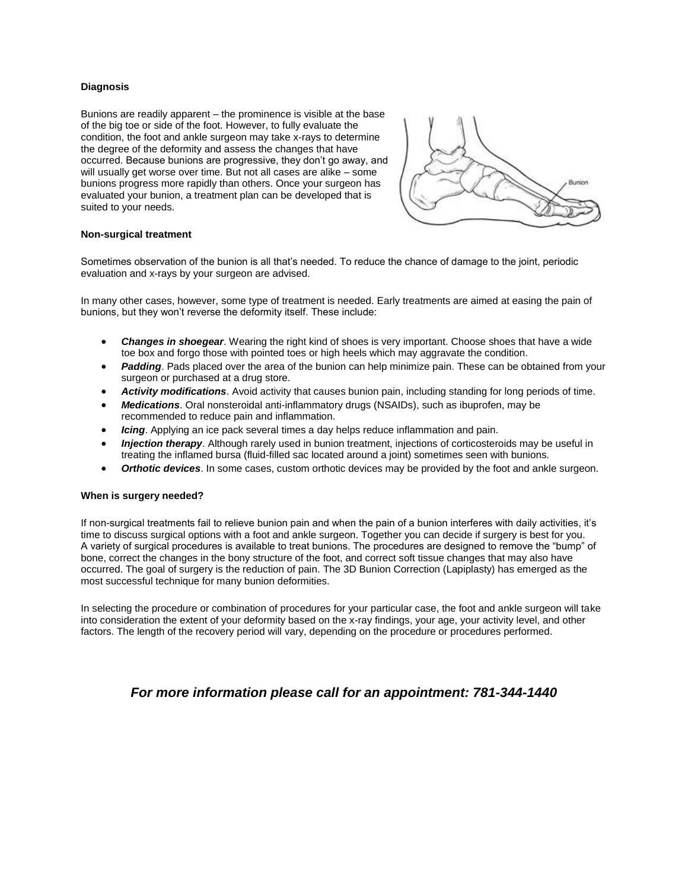**Diagnosis**

Bunions are readily apparent – the prominence is visible at the base of the big toe or side of the foot. However, to fully evaluate the condition, the foot and ankle surgeon may take x-rays to determine the degree of the deformity and assess the changes that have occurred. Because bunions are progressive, they don't go away, and will usually get worse over time. But not all cases are alike – some bunions progress more rapidly than others. Once your surgeon has evaluated your bunion, a treatment plan can be developed that is suited to your needs.

**Non-surgical treatment**

Sometimes observation of the bunion is all that's needed. To reduce the chance of damage to the joint, periodic evaluation and x-rays by your surgeon are advised.

In many other cases, however, some type of treatment is needed. Early treatments are aimed at easing the pain of bunions, but they won't reverse the deformity itself. These include:

- ***Changes in shoegear***. Wearing the right kind of shoes is very important. Choose shoes that have a wide toe box and forgo those with pointed toes or high heels which may aggravate the condition.
- ***Padding***. Pads placed over the area of the bunion can help minimize pain. These can be obtained from your surgeon or purchased at a drug store.
- ***Activity modifications***. Avoid activity that causes bunion pain, including standing for long periods of time.
- ***Medications***. Oral nonsteroidal anti-inflammatory drugs (NSAIDs), such as ibuprofen, may be recommended to reduce pain and inflammation.
- ***Icing***. Applying an ice pack several times a day helps reduce inflammation and pain.
- ***Injection therapy***. Although rarely used in bunion treatment, injections of corticosteroids may be useful in treating the inflamed bursa (fluid-filled sac located around a joint) sometimes seen with bunions.
- ***Orthotic devices***. In some cases, custom orthotic devices may be provided by the foot and ankle surgeon.

**When is surgery needed?**

If non-surgical treatments fail to relieve bunion pain and when the pain of a bunion interferes with daily activities, it's time to discuss surgical options with a foot and ankle surgeon. Together you can decide if surgery is best for you. A variety of surgical procedures is available to treat bunions. The procedures are designed to remove the "bump" of bone, correct the changes in the bony structure of the foot, and correct soft tissue changes that may also have occurred. The goal of surgery is the reduction of pain. The 3D Bunion Correction (Lapiplasty) has emerged as the most successful technique for many bunion deformities.

In selecting the procedure or combination of procedures for your particular case, the foot and ankle surgeon will take into consideration the extent of your deformity based on the x-ray findings, your age, your activity level, and other factors. The length of the recovery period will vary, depending on the procedure or procedures performed.

***For more information please call for an appointment: 781-344-1440***